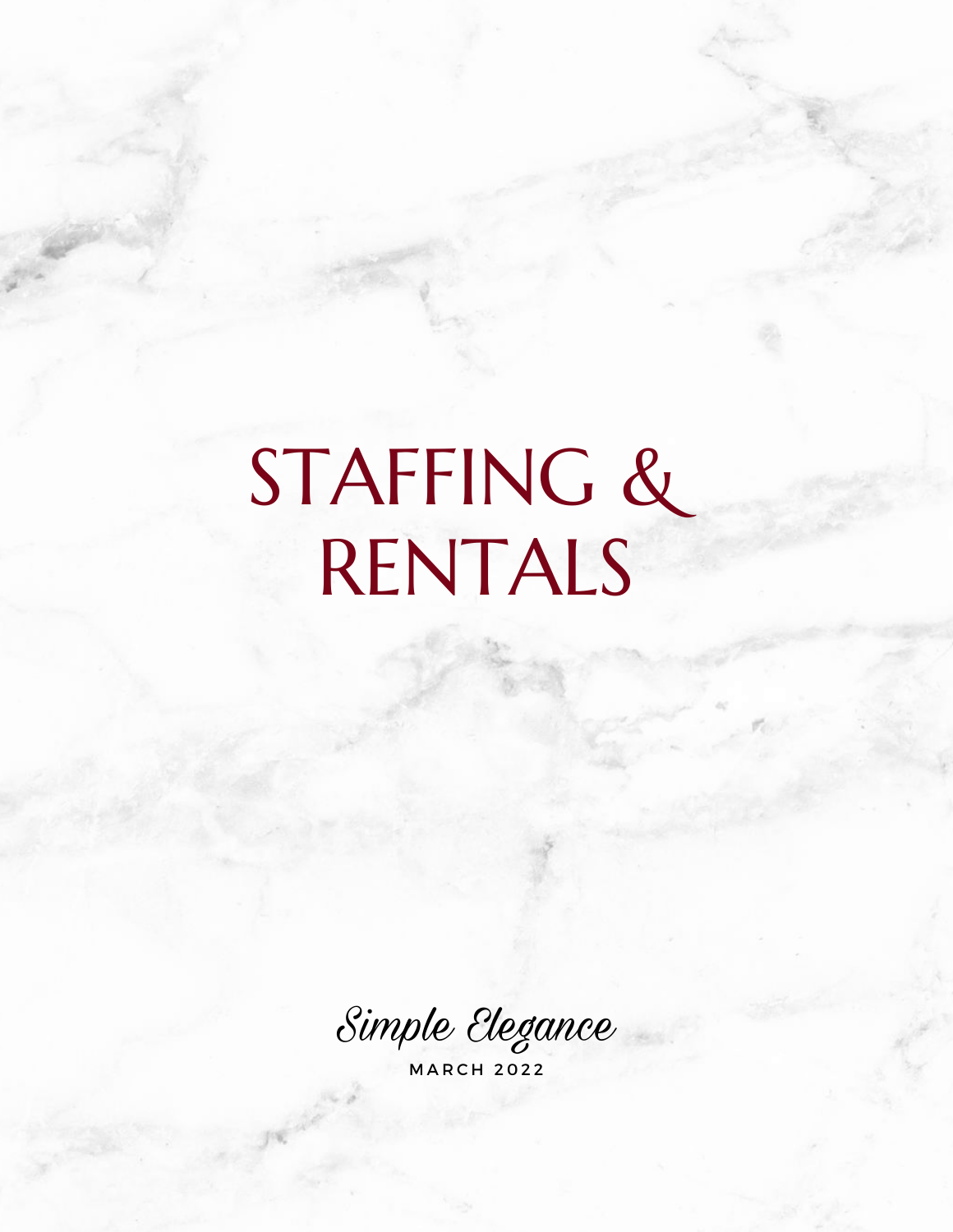# STAFFING & RENTALS

*Simple Elegance*

MARCH 2022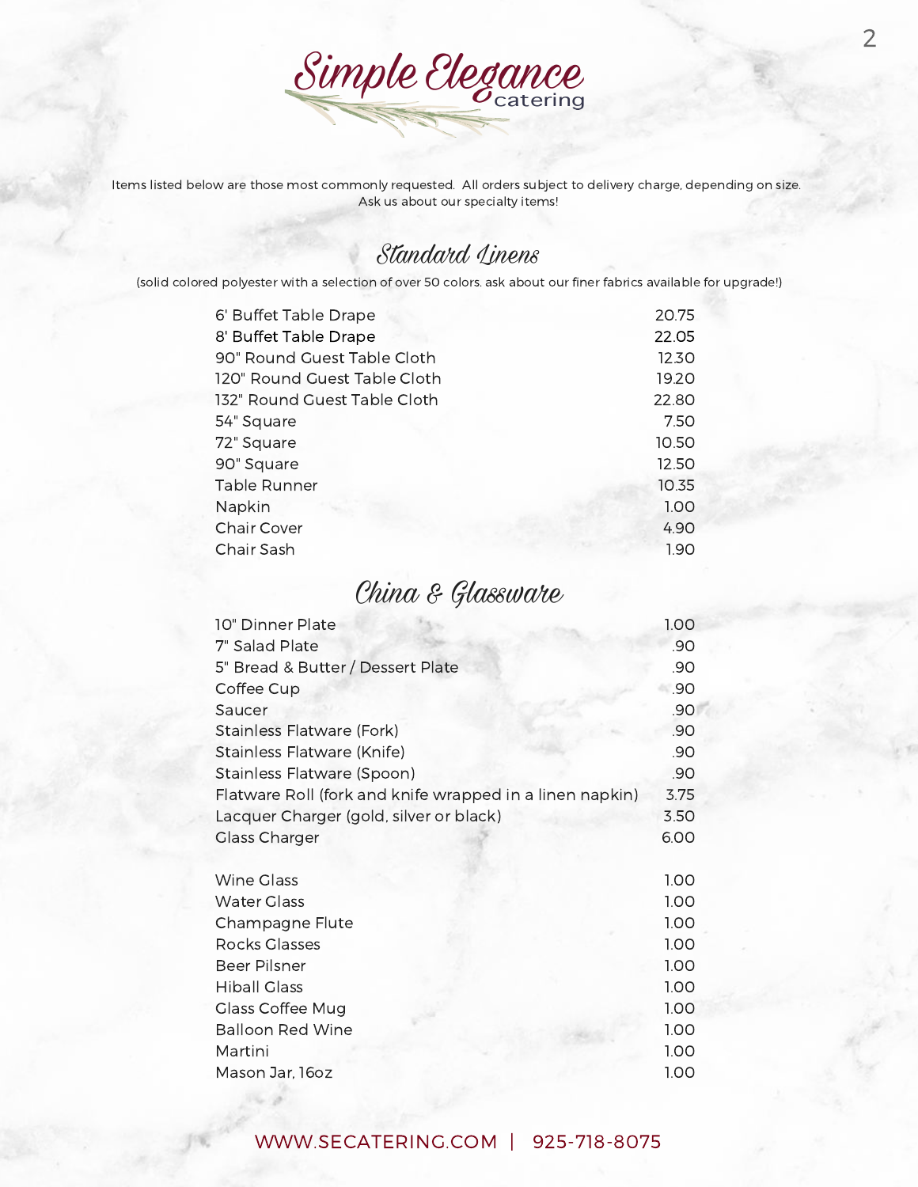# Simple Elegance catering

Items listed below are those most commonly requested. All orders subject to delivery charge, depending on size. Ask us about our specialty items!

## Standard Linens

(solid colored polyester with a selection of over 50 colors. ask about our finer fabrics available for upgrade!)

| | |
|---|---|
| 6' Buffet Table Drape | 20.75 |
| 8' Buffet Table Drape | 22.05 |
| 90" Round Guest Table Cloth | 12.30 |
| 120" Round Guest Table Cloth | 19.20 |
| 132" Round Guest Table Cloth | 22.80 |
| 54" Square | 7.50 |
| 72" Square | 10.50 |
| 90" Square | 12.50 |
| Table Runner | 10.35 |
| Napkin | 1.00 |
| Chair Cover | 4.90 |
| Chair Sash | 1.90 |

## China & Glassware

| | |
|---|---|
| 10" Dinner Plate | 1.00 |
| 7" Salad Plate | .90 |
| 5" Bread & Butter / Dessert Plate | .90 |
| Coffee Cup | .90 |
| Saucer | .90 |
| Stainless Flatware (Fork) | .90 |
| Stainless Flatware (Knife) | .90 |
| Stainless Flatware (Spoon) | .90 |
| Flatware Roll (fork and knife wrapped in a linen napkin) | 3.75 |
| Lacquer Charger (gold, silver or black) | 3.50 |
| Glass Charger | 6.00 |

| | |
|---|---|
| Wine Glass | 1.00 |
| Water Glass | 1.00 |
| Champagne Flute | 1.00 |
| Rocks Glasses | 1.00 |
| Beer Pilsner | 1.00 |
| Hiball Glass | 1.00 |
| Glass Coffee Mug | 1.00 |
| Balloon Red Wine | 1.00 |
| Martini | 1.00 |
| Mason Jar, 16oz | 1.00 |

WWW.SECATERING.COM | 925-718-8075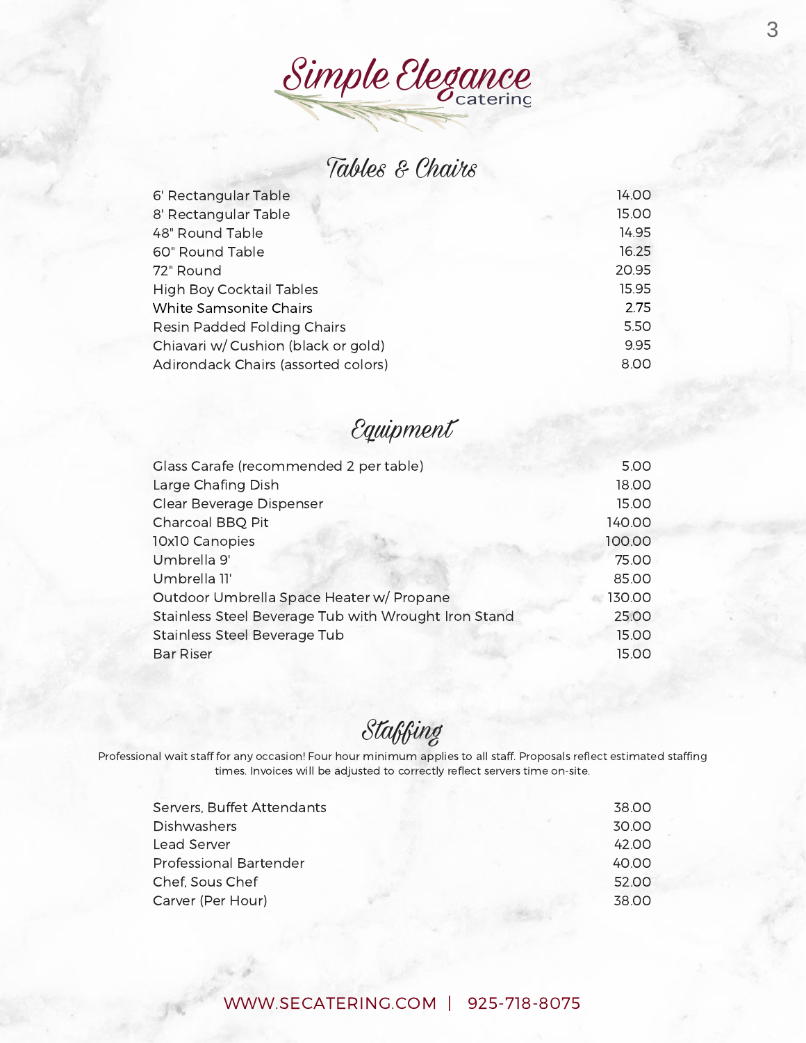# Simple Elegance catering

## Tables & Chairs

| | |
|---|---|
| 6' Rectangular Table | 14.00 |
| 8' Rectangular Table | 15.00 |
| 48" Round Table | 14.95 |
| 60" Round Table | 16.25 |
| 72" Round | 20.95 |
| High Boy Cocktail Tables | 15.95 |
| White Samsonite Chairs | 2.75 |
| Resin Padded Folding Chairs | 5.50 |
| Chiavari w/ Cushion (black or gold) | 9.95 |
| Adirondack Chairs (assorted colors) | 8.00 |

## Equipment

| | |
|---|---|
| Glass Carafe (recommended 2 per table) | 5.00 |
| Large Chafing Dish | 18.00 |
| Clear Beverage Dispenser | 15.00 |
| Charcoal BBQ Pit | 140.00 |
| 10x10 Canopies | 100.00 |
| Umbrella 9' | 75.00 |
| Umbrella 11' | 85.00 |
| Outdoor Umbrella Space Heater w/ Propane | 130.00 |
| Stainless Steel Beverage Tub with Wrought Iron Stand | 25.00 |
| Stainless Steel Beverage Tub | 15.00 |
| Bar Riser | 15.00 |

## Staffing

Professional wait staff for any occasion! Four hour minimum applies to all staff. Proposals reflect estimated staffing times. Invoices will be adjusted to correctly reflect servers time on-site.

| | |
|---|---|
| Servers, Buffet Attendants | 38.00 |
| Dishwashers | 30.00 |
| Lead Server | 42.00 |
| Professional Bartender | 40.00 |
| Chef, Sous Chef | 52.00 |
| Carver (Per Hour) | 38.00 |

WWW.SECATERING.COM | 925-718-8075